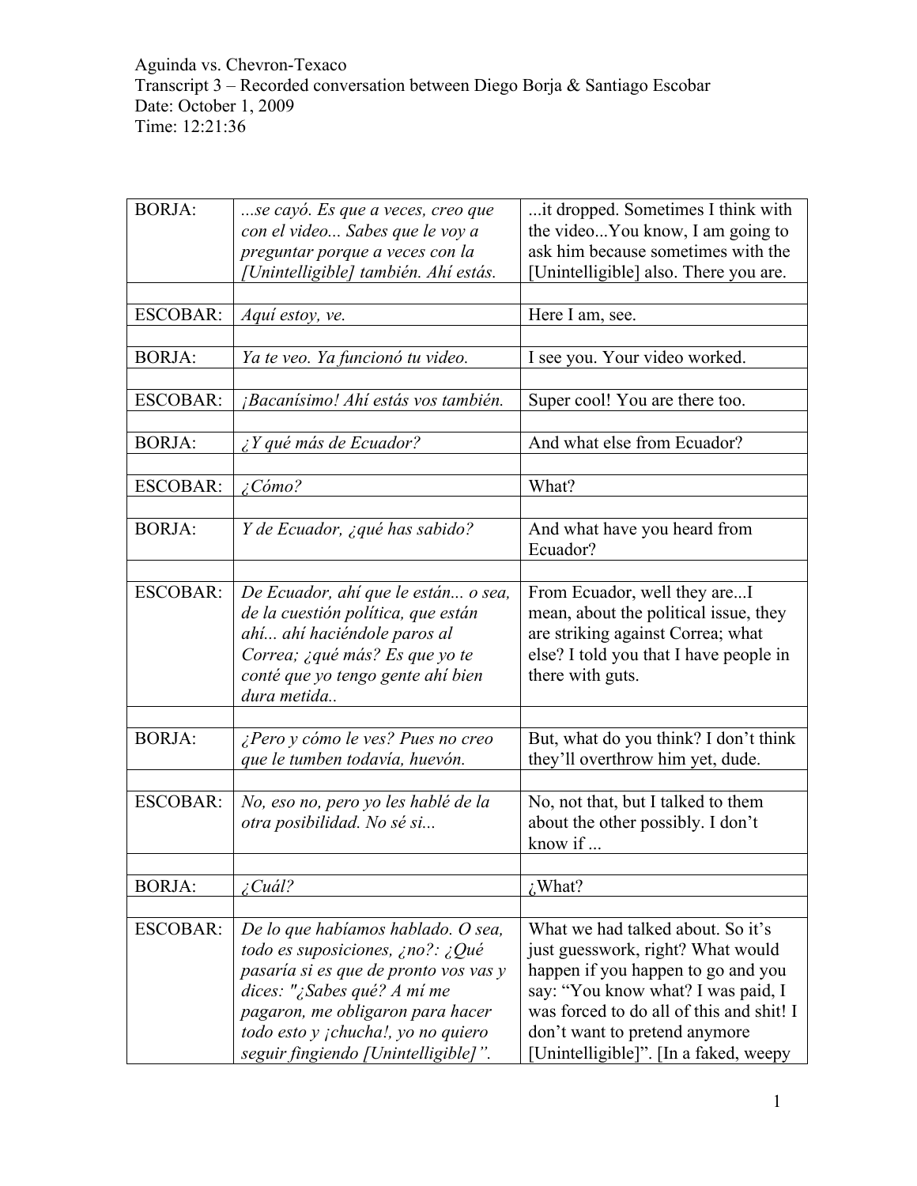Aguinda vs. Chevron-Texaco
Transcript 3 – Recorded conversation between Diego Borja & Santiago Escobar
Date: October 1, 2009
Time: 12:21:36

| | | |
|---|---|---|
| BORJA: | *...se cayó. Es que a veces, creo que con el video... Sabes que le voy a preguntar porque a veces con la [Unintelligible] también. Ahí estás.* | ...it dropped. Sometimes I think with the video...You know, I am going to ask him because sometimes with the [Unintelligible] also. There you are. |
| | | |
| ESCOBAR: | *Aquí estoy, ve.* | Here I am, see. |
| | | |
| BORJA: | *Ya te veo. Ya funcionó tu video.* | I see you. Your video worked. |
| | | |
| ESCOBAR: | *¡Bacanísimo! Ahí estás vos también.* | Super cool! You are there too. |
| | | |
| BORJA: | *¿Y qué más de Ecuador?* | And what else from Ecuador? |
| | | |
| ESCOBAR: | *¿Cómo?* | What? |
| | | |
| BORJA: | *Y de Ecuador, ¿qué has sabido?* | And what have you heard from Ecuador? |
| | | |
| ESCOBAR: | *De Ecuador, ahí que le están... o sea, de la cuestión política, que están ahí... ahí haciéndole paros al Correa; ¿qué más? Es que yo te conté que yo tengo gente ahí bien dura metida..* | From Ecuador, well they are...I mean, about the political issue, they are striking against Correa; what else? I told you that I have people in there with guts. |
| | | |
| BORJA: | *¿Pero y cómo le ves? Pues no creo que le tumben todavía, huevón.* | But, what do you think? I don't think they'll overthrow him yet, dude. |
| | | |
| ESCOBAR: | *No, eso no, pero yo les hablé de la otra posibilidad. No sé si...* | No, not that, but I talked to them about the other possibly. I don't know if ... |
| | | |
| BORJA: | *¿Cuál?* | ¿What? |
| | | |
| ESCOBAR: | *De lo que habíamos hablado. O sea, todo es suposiciones, ¿no?: ¿Qué pasaría si es que de pronto vos vas y dices: "¿Sabes qué? A mí me pagaron, me obligaron para hacer todo esto y ¡chucha!, yo no quiero seguir fingiendo [Unintelligible]".* | What we had talked about. So it's just guesswork, right? What would happen if you happen to go and you say: "You know what? I was paid, I was forced to do all of this and shit! I don't want to pretend anymore [Unintelligible]". [In a faked, weepy |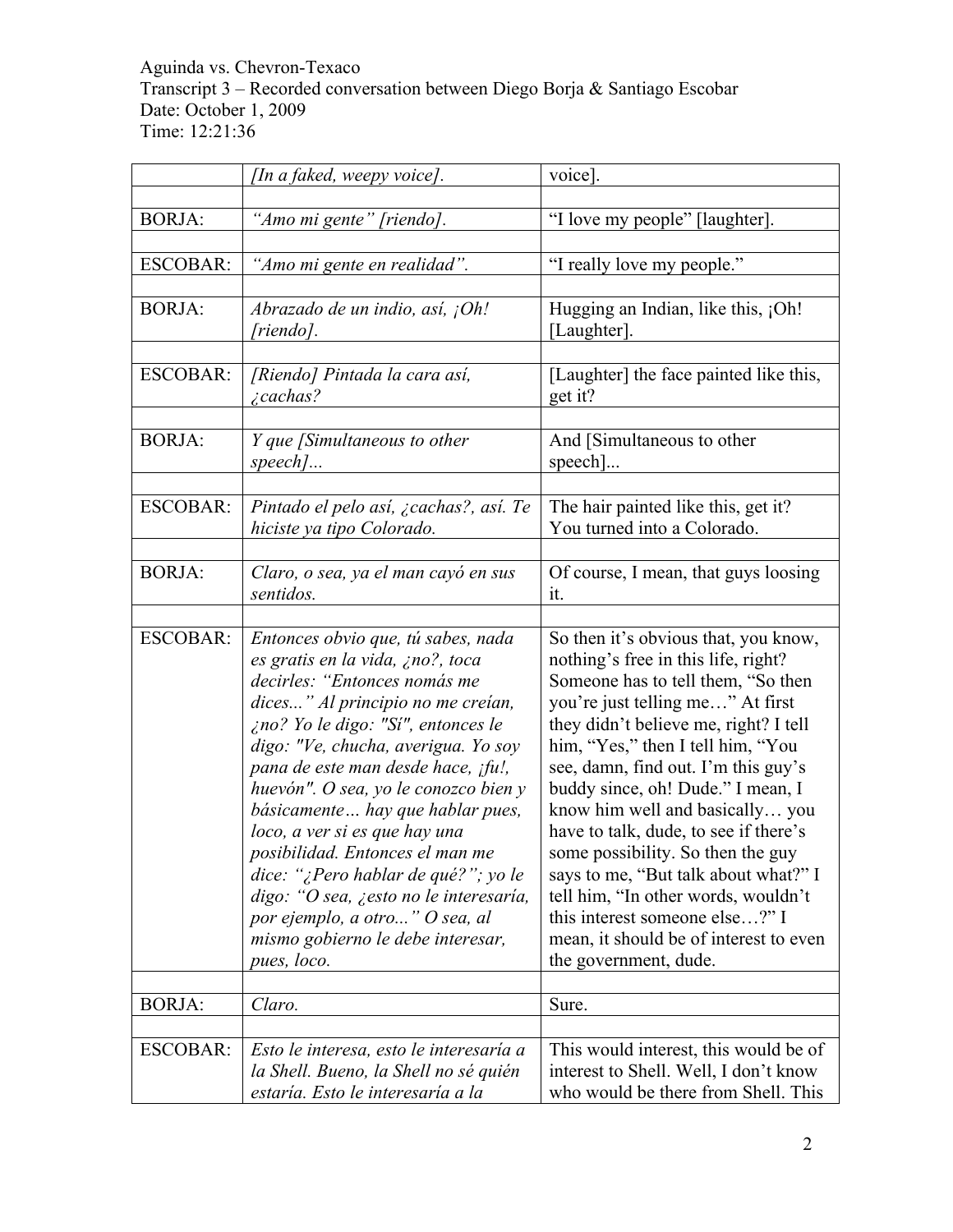| | | |
|---|---|---|
| | *[In a faked, weepy voice].* | voice]. |
| | | |
| BORJA: | *"Amo mi gente" [riendo].* | "I love my people" [laughter]. |
| | | |
| ESCOBAR: | *"Amo mi gente en realidad".* | "I really love my people." |
| | | |
| BORJA: | *Abrazado de un indio, así, ¡Oh! [riendo].* | Hugging an Indian, like this, ¡Oh! [Laughter]. |
| | | |
| ESCOBAR: | *[Riendo] Pintada la cara así, ¿cachas?* | [Laughter] the face painted like this, get it? |
| | | |
| BORJA: | *Y que [Simultaneous to other speech]...* | And [Simultaneous to other speech]... |
| | | |
| ESCOBAR: | *Pintado el pelo así, ¿cachas?, así. Te hiciste ya tipo Colorado.* | The hair painted like this, get it? You turned into a Colorado. |
| | | |
| BORJA: | *Claro, o sea, ya el man cayó en sus sentidos.* | Of course, I mean, that guys loosing it. |
| | | |
| ESCOBAR: | *Entonces obvio que, tú sabes, nada es gratis en la vida, ¿no?, toca decirles: "Entonces nomás me dices..." Al principio no me creían, ¿no? Yo le digo: "Sí", entonces le digo: "Ve, chucha, averigua. Yo soy pana de este man desde hace, ¡fu!, huevón". O sea, yo le conozco bien y básicamente… hay que hablar pues, loco, a ver si es que hay una posibilidad. Entonces el man me dice: "¿Pero hablar de qué?"; yo le digo: "O sea, ¿esto no le interesaría, por ejemplo, a otro..." O sea, al mismo gobierno le debe interesar, pues, loco.* | So then it's obvious that, you know, nothing's free in this life, right? Someone has to tell them, "So then you're just telling me…" At first they didn't believe me, right? I tell him, "Yes," then I tell him, "You see, damn, find out. I'm this guy's buddy since, oh! Dude." I mean, I know him well and basically… you have to talk, dude, to see if there's some possibility. So then the guy says to me, "But talk about what?" I tell him, "In other words, wouldn't this interest someone else…?" I mean, it should be of interest to even the government, dude. |
| | | |
| BORJA: | *Claro.* | Sure. |
| | | |
| ESCOBAR: | *Esto le interesa, esto le interesaría a la Shell. Bueno, la Shell no sé quién estaría. Esto le interesaría a la* | This would interest, this would be of interest to Shell. Well, I don't know who would be there from Shell. This |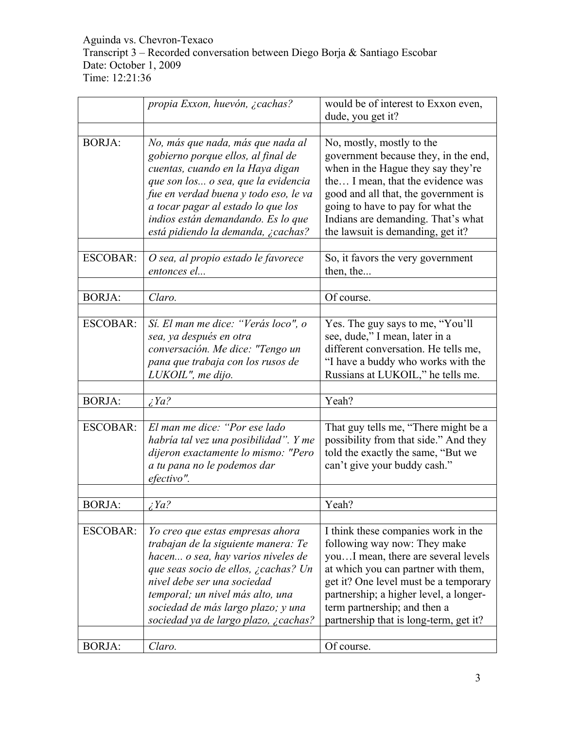Aguinda vs. Chevron-Texaco
Transcript 3 – Recorded conversation between Diego Borja & Santiago Escobar
Date: October 1, 2009
Time: 12:21:36

| | | |
|---|---|---|
| | *propia Exxon, huevón, ¿cachas?* | would be of interest to Exxon even, dude, you get it? |
| | | |
| BORJA: | *No, más que nada, más que nada al gobierno porque ellos, al final de cuentas, cuando en la Haya digan que son los... o sea, que la evidencia fue en verdad buena y todo eso, le va a tocar pagar al estado lo que los indios están demandando. Es lo que está pidiendo la demanda, ¿cachas?* | No, mostly, mostly to the government because they, in the end, when in the Hague they say they're the… I mean, that the evidence was good and all that, the government is going to have to pay for what the Indians are demanding. That's what the lawsuit is demanding, get it? |
| | | |
| ESCOBAR: | *O sea, al propio estado le favorece entonces el...* | So, it favors the very government then, the... |
| | | |
| BORJA: | *Claro.* | Of course. |
| | | |
| ESCOBAR: | *Sí. El man me dice: "Verás loco", o sea, ya después en otra conversación. Me dice: "Tengo un pana que trabaja con los rusos de LUKOIL", me dijo.* | Yes. The guy says to me, "You'll see, dude," I mean, later in a different conversation. He tells me, "I have a buddy who works with the Russians at LUKOIL," he tells me. |
| | | |
| BORJA: | *¿Ya?* | Yeah? |
| | | |
| ESCOBAR: | *El man me dice: "Por ese lado habría tal vez una posibilidad". Y me dijeron exactamente lo mismo: "Pero a tu pana no le podemos dar efectivo".* | That guy tells me, "There might be a possibility from that side." And they told the exactly the same, "But we can't give your buddy cash." |
| | | |
| BORJA: | *¿Ya?* | Yeah? |
| | | |
| ESCOBAR: | *Yo creo que estas empresas ahora trabajan de la siguiente manera: Te hacen... o sea, hay varios niveles de que seas socio de ellos, ¿cachas? Un nivel debe ser una sociedad temporal; un nivel más alto, una sociedad de más largo plazo; y una sociedad ya de largo plazo, ¿cachas?* | I think these companies work in the following way now: They make you…I mean, there are several levels at which you can partner with them, get it? One level must be a temporary partnership; a higher level, a longer-term partnership; and then a partnership that is long-term, get it? |
| | | |
| BORJA: | *Claro.* | Of course. |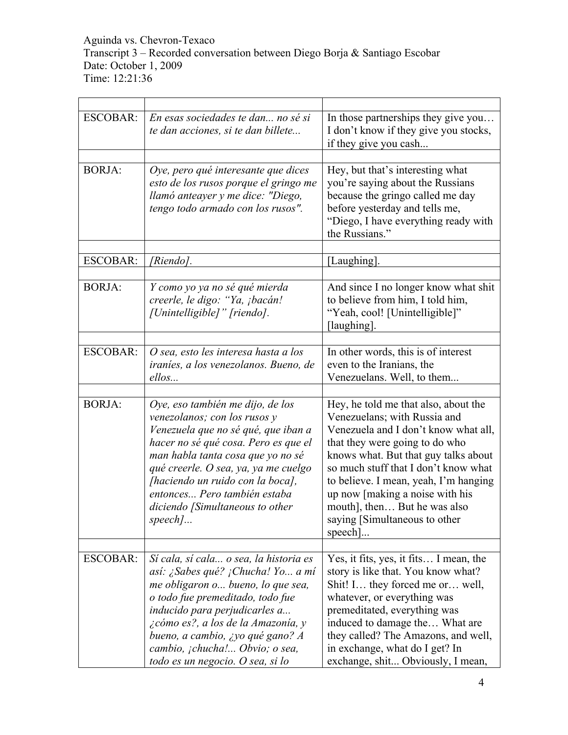Aguinda vs. Chevron-Texaco
Transcript 3 – Recorded conversation between Diego Borja & Santiago Escobar
Date: October 1, 2009
Time: 12:21:36

| | | |
|---|---|---|
| ESCOBAR: | *En esas sociedades te dan... no sé si te dan acciones, si te dan billete...* | In those partnerships they give you… I don't know if they give you stocks, if they give you cash... |
| BORJA: | *Oye, pero qué interesante que dices esto de los rusos porque el gringo me llamó anteayer y me dice: "Diego, tengo todo armado con los rusos".* | Hey, but that's interesting what you're saying about the Russians because the gringo called me day before yesterday and tells me, "Diego, I have everything ready with the Russians." |
| ESCOBAR: | *[Riendo].* | [Laughing]. |
| BORJA: | *Y como yo ya no sé qué mierda creerle, le digo: "Ya, ¡bacán! [Unintelligible]" [riendo].* | And since I no longer know what shit to believe from him, I told him, "Yeah, cool! [Unintelligible]" [laughing]. |
| ESCOBAR: | *O sea, esto les interesa hasta a los iraníes, a los venezolanos. Bueno, de ellos...* | In other words, this is of interest even to the Iranians, the Venezuelans. Well, to them... |
| BORJA: | *Oye, eso también me dijo, de los venezolanos; con los rusos y Venezuela que no sé qué, que iban a hacer no sé qué cosa. Pero es que el man habla tanta cosa que yo no sé qué creerle. O sea, ya, ya me cuelgo [haciendo un ruido con la boca], entonces... Pero también estaba diciendo [Simultaneous to other speech]...* | Hey, he told me that also, about the Venezuelans; with Russia and Venezuela and I don't know what all, that they were going to do who knows what. But that guy talks about so much stuff that I don't know what to believe. I mean, yeah, I'm hanging up now [making a noise with his mouth], then… But he was also saying [Simultaneous to other speech]... |
| ESCOBAR: | *Sí cala, sí cala... o sea, la historia es así: ¿Sabes qué? ¡Chucha! Yo... a mí me obligaron o... bueno, lo que sea, o todo fue premeditado, todo fue inducido para perjudicarles a... ¿cómo es?, a los de la Amazonía, y bueno, a cambio, ¿yo qué gano? A cambio, ¡chucha!... Obvio; o sea, todo es un negocio. O sea, si lo* | Yes, it fits, yes, it fits… I mean, the story is like that. You know what? Shit! I… they forced me or… well, whatever, or everything was premeditated, everything was induced to damage the… What are they called? The Amazons, and well, in exchange, what do I get? In exchange, shit... Obviously, I mean, |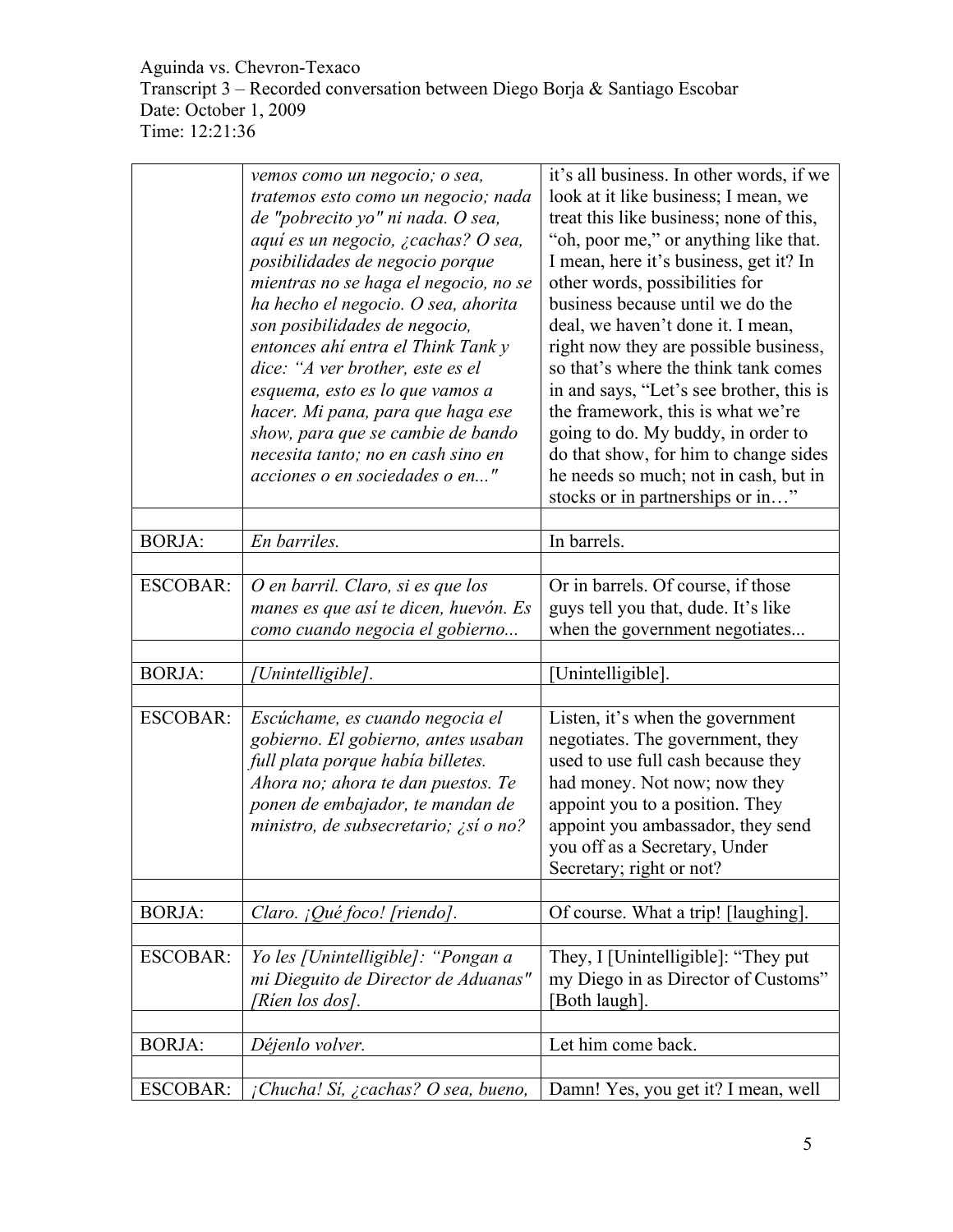| | | |
|---|---|---|
| | *vemos como un negocio; o sea, tratemos esto como un negocio; nada de "pobrecito yo" ni nada. O sea, aquí es un negocio, ¿cachas? O sea, posibilidades de negocio porque mientras no se haga el negocio, no se ha hecho el negocio. O sea, ahorita son posibilidades de negocio, entonces ahí entra el Think Tank y dice: "A ver brother, este es el esquema, esto es lo que vamos a hacer. Mi pana, para que haga ese show, para que se cambie de bando necesita tanto; no en cash sino en acciones o en sociedades o en..."* | it's all business. In other words, if we look at it like business; I mean, we treat this like business; none of this, "oh, poor me," or anything like that. I mean, here it's business, get it? In other words, possibilities for business because until we do the deal, we haven't done it. I mean, right now they are possible business, so that's where the think tank comes in and says, "Let's see brother, this is the framework, this is what we're going to do. My buddy, in order to do that show, for him to change sides he needs so much; not in cash, but in stocks or in partnerships or in…" |
| | | |
| BORJA: | *En barriles.* | In barrels. |
| | | |
| ESCOBAR: | *O en barril. Claro, si es que los manes es que así te dicen, huevón. Es como cuando negocia el gobierno...* | Or in barrels. Of course, if those guys tell you that, dude. It's like when the government negotiates... |
| | | |
| BORJA: | *[Unintelligible].* | [Unintelligible]. |
| | | |
| ESCOBAR: | *Escúchame, es cuando negocia el gobierno. El gobierno, antes usaban full plata porque había billetes. Ahora no; ahora te dan puestos. Te ponen de embajador, te mandan de ministro, de subsecretario; ¿sí o no?* | Listen, it's when the government negotiates. The government, they used to use full cash because they had money. Not now; now they appoint you to a position. They appoint you ambassador, they send you off as a Secretary, Under Secretary; right or not? |
| | | |
| BORJA: | *Claro. ¡Qué foco! [riendo].* | Of course. What a trip! [laughing]. |
| | | |
| ESCOBAR: | *Yo les [Unintelligible]: "Pongan a mi Dieguito de Director de Aduanas" [Ríen los dos].* | They, I [Unintelligible]: "They put my Diego in as Director of Customs" [Both laugh]. |
| | | |
| BORJA: | *Déjenlo volver.* | Let him come back. |
| | | |
| ESCOBAR: | *¡Chucha! Sí, ¿cachas? O sea, bueno,* | Damn! Yes, you get it? I mean, well |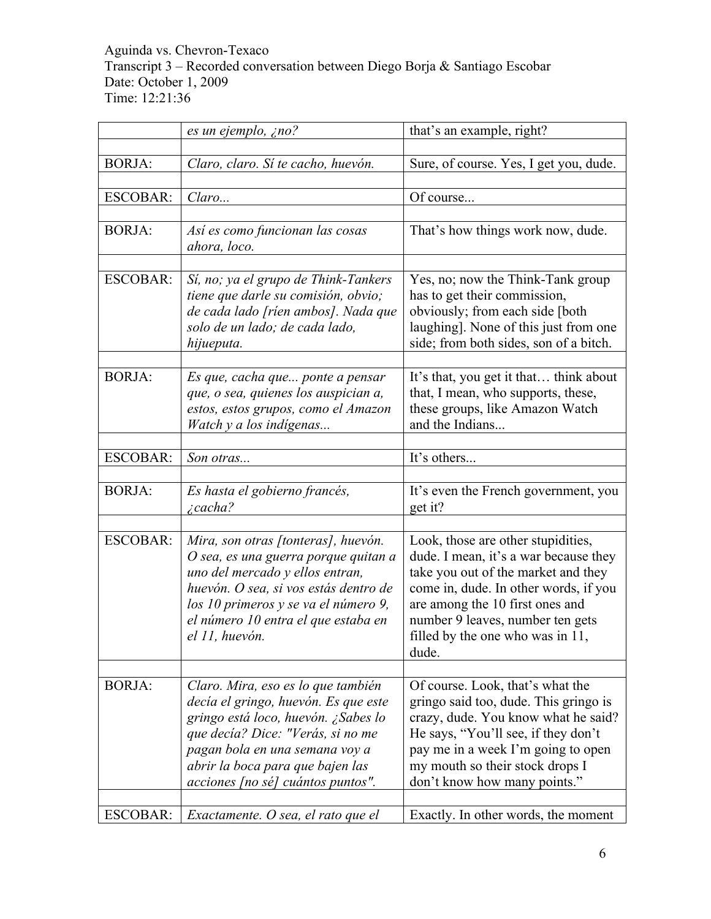Aguinda vs. Chevron-Texaco
Transcript 3 – Recorded conversation between Diego Borja & Santiago Escobar
Date: October 1, 2009
Time: 12:21:36

| | | |
|---|---|---|
| | *es un ejemplo, ¿no?* | that's an example, right? |
| | | |
| BORJA: | *Claro, claro. Sí te cacho, huevón.* | Sure, of course. Yes, I get you, dude. |
| | | |
| ESCOBAR: | *Claro...* | Of course... |
| | | |
| BORJA: | *Así es como funcionan las cosas ahora, loco.* | That's how things work now, dude. |
| | | |
| ESCOBAR: | *Sí, no; ya el grupo de Think-Tankers tiene que darle su comisión, obvio; de cada lado [ríen ambos]. Nada que solo de un lado; de cada lado, hijueputa.* | Yes, no; now the Think-Tank group has to get their commission, obviously; from each side [both laughing]. None of this just from one side; from both sides, son of a bitch. |
| | | |
| BORJA: | *Es que, cacha que... ponte a pensar que, o sea, quienes los auspician a, estos, estos grupos, como el Amazon Watch y a los indígenas...* | It's that, you get it that… think about that, I mean, who supports, these, these groups, like Amazon Watch and the Indians... |
| | | |
| ESCOBAR: | *Son otras...* | It's others... |
| | | |
| BORJA: | *Es hasta el gobierno francés, ¿cacha?* | It's even the French government, you get it? |
| | | |
| ESCOBAR: | *Mira, son otras [tonteras], huevón. O sea, es una guerra porque quitan a uno del mercado y ellos entran, huevón. O sea, si vos estás dentro de los 10 primeros y se va el número 9, el número 10 entra el que estaba en el 11, huevón.* | Look, those are other stupidities, dude. I mean, it's a war because they take you out of the market and they come in, dude. In other words, if you are among the 10 first ones and number 9 leaves, number ten gets filled by the one who was in 11, dude. |
| | | |
| BORJA: | *Claro. Mira, eso es lo que también decía el gringo, huevón. Es que este gringo está loco, huevón. ¿Sabes lo que decía? Dice: "Verás, si no me pagan bola en una semana voy a abrir la boca para que bajen las acciones [no sé] cuántos puntos".* | Of course. Look, that's what the gringo said too, dude. This gringo is crazy, dude. You know what he said? He says, "You'll see, if they don't pay me in a week I'm going to open my mouth so their stock drops I don't know how many points." |
| | | |
| ESCOBAR: | *Exactamente. O sea, el rato que el* | Exactly. In other words, the moment |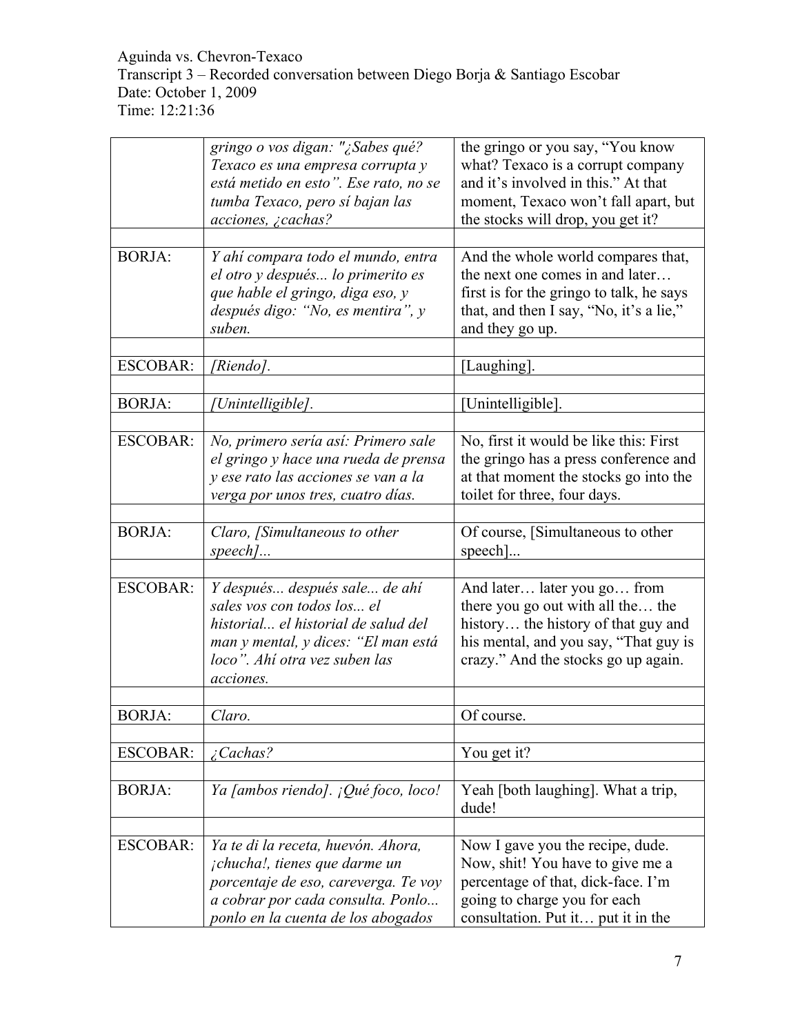| | | |
|---|---|---|
| | *gringo o vos digan: "¿Sabes qué? Texaco es una empresa corrupta y está metido en esto". Ese rato, no se tumba Texaco, pero sí bajan las acciones, ¿cachas?* | the gringo or you say, "You know what? Texaco is a corrupt company and it's involved in this." At that moment, Texaco won't fall apart, but the stocks will drop, you get it? |
| BORJA: | *Y ahí compara todo el mundo, entra el otro y después... lo primerito es que hable el gringo, diga eso, y después digo: "No, es mentira", y suben.* | And the whole world compares that, the next one comes in and later… first is for the gringo to talk, he says that, and then I say, "No, it's a lie," and they go up. |
| ESCOBAR: | *[Riendo].* | [Laughing]. |
| BORJA: | *[Unintelligible].* | [Unintelligible]. |
| ESCOBAR: | *No, primero sería así: Primero sale el gringo y hace una rueda de prensa y ese rato las acciones se van a la verga por unos tres, cuatro días.* | No, first it would be like this: First the gringo has a press conference and at that moment the stocks go into the toilet for three, four days. |
| BORJA: | *Claro, [Simultaneous to other speech]...* | Of course, [Simultaneous to other speech]... |
| ESCOBAR: | *Y después... después sale... de ahí sales vos con todos los... el historial... el historial de salud del man y mental, y dices: "El man está loco". Ahí otra vez suben las acciones.* | And later… later you go… from there you go out with all the… the history… the history of that guy and his mental, and you say, "That guy is crazy." And the stocks go up again. |
| BORJA: | *Claro.* | Of course. |
| ESCOBAR: | *¿Cachas?* | You get it? |
| BORJA: | *Ya [ambos riendo]. ¡Qué foco, loco!* | Yeah [both laughing]. What a trip, dude! |
| ESCOBAR: | *Ya te di la receta, huevón. Ahora, ¡chucha!, tienes que darme un porcentaje de eso, careverga. Te voy a cobrar por cada consulta. Ponlo... ponlo en la cuenta de los abogados* | Now I gave you the recipe, dude. Now, shit! You have to give me a percentage of that, dick-face. I'm going to charge you for each consultation. Put it… put it in the |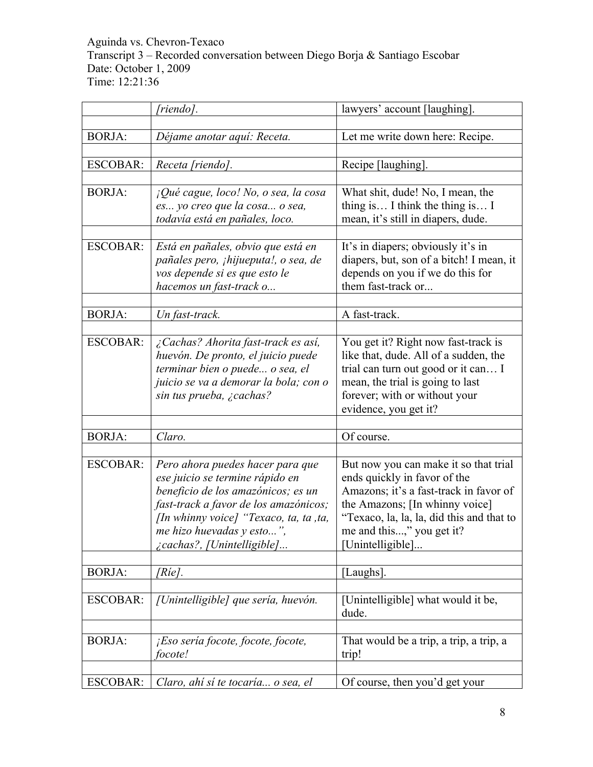| | | |
|---|---|---|
| | *[riendo].* | lawyers' account [laughing]. |
| | | |
| BORJA: | *Déjame anotar aquí: Receta.* | Let me write down here: Recipe. |
| | | |
| ESCOBAR: | *Receta [riendo].* | Recipe [laughing]. |
| | | |
| BORJA: | *¡Qué cague, loco! No, o sea, la cosa es... yo creo que la cosa... o sea, todavía está en pañales, loco.* | What shit, dude! No, I mean, the thing is… I think the thing is… I mean, it's still in diapers, dude. |
| | | |
| ESCOBAR: | *Está en pañales, obvio que está en pañales pero, ¡hijueputa!, o sea, de vos depende si es que esto le hacemos un fast-track o...* | It's in diapers; obviously it's in diapers, but, son of a bitch! I mean, it depends on you if we do this for them fast-track or... |
| | | |
| BORJA: | *Un fast-track.* | A fast-track. |
| | | |
| ESCOBAR: | *¿Cachas? Ahorita fast-track es así, huevón. De pronto, el juicio puede terminar bien o puede... o sea, el juicio se va a demorar la bola; con o sin tus prueba, ¿cachas?* | You get it? Right now fast-track is like that, dude. All of a sudden, the trial can turn out good or it can… I mean, the trial is going to last forever; with or without your evidence, you get it? |
| | | |
| BORJA: | *Claro.* | Of course. |
| | | |
| ESCOBAR: | *Pero ahora puedes hacer para que ese juicio se termine rápido en beneficio de los amazónicos; es un fast-track a favor de los amazónicos; [In whinny voice] "Texaco, ta, ta ,ta, me hizo huevadas y esto...", ¿cachas?, [Unintelligible]...* | But now you can make it so that trial ends quickly in favor of the Amazons; it's a fast-track in favor of the Amazons; [In whinny voice] "Texaco, la, la, la, did this and that to me and this...," you get it? [Unintelligible]... |
| | | |
| BORJA: | *[Ríe].* | [Laughs]. |
| | | |
| ESCOBAR: | *[Unintelligible] que sería, huevón.* | [Unintelligible] what would it be, dude. |
| | | |
| BORJA: | *¡Eso sería focote, focote, focote, focote!* | That would be a trip, a trip, a trip, a trip! |
| | | |
| ESCOBAR: | *Claro, ahí sí te tocaría... o sea, el* | Of course, then you'd get your |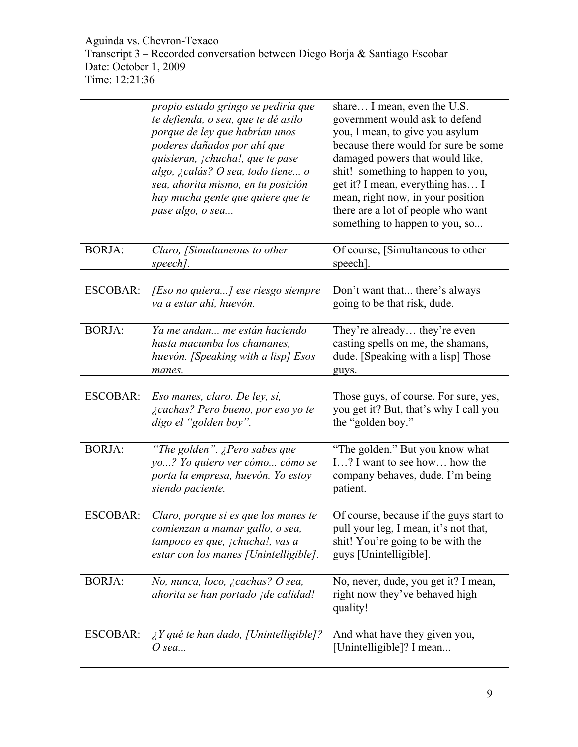| | | |
|---|---|---|
| | *propio estado gringo se pediría que te defienda, o sea, que te dé asilo porque de ley que habrían unos poderes dañados por ahí que quisieran, ¡chucha!, que te pase algo, ¿calás? O sea, todo tiene... o sea, ahorita mismo, en tu posición hay mucha gente que quiere que te pase algo, o sea...* | share… I mean, even the U.S. government would ask to defend you, I mean, to give you asylum because there would for sure be some damaged powers that would like, shit! something to happen to you, get it? I mean, everything has… I mean, right now, in your position there are a lot of people who want something to happen to you, so... |
| | | |
| BORJA: | *Claro, [Simultaneous to other speech].* | Of course, [Simultaneous to other speech]. |
| | | |
| ESCOBAR: | *[Eso no quiera...] ese riesgo siempre va a estar ahí, huevón.* | Don't want that... there's always going to be that risk, dude. |
| | | |
| BORJA: | *Ya me andan... me están haciendo hasta macumba los chamanes, huevón. [Speaking with a lisp] Esos manes.* | They're already… they're even casting spells on me, the shamans, dude. [Speaking with a lisp] Those guys. |
| | | |
| ESCOBAR: | *Eso manes, claro. De ley, sí, ¿cachas? Pero bueno, por eso yo te digo el "golden boy".* | Those guys, of course. For sure, yes, you get it? But, that's why I call you the "golden boy." |
| | | |
| BORJA: | *"The golden". ¿Pero sabes que yo...? Yo quiero ver cómo... cómo se porta la empresa, huevón. Yo estoy siendo paciente.* | "The golden." But you know what I…? I want to see how… how the company behaves, dude. I'm being patient. |
| | | |
| ESCOBAR: | *Claro, porque si es que los manes te comienzan a mamar gallo, o sea, tampoco es que, ¡chucha!, vas a estar con los manes [Unintelligible].* | Of course, because if the guys start to pull your leg, I mean, it's not that, shit! You're going to be with the guys [Unintelligible]. |
| | | |
| BORJA: | *No, nunca, loco, ¿cachas? O sea, ahorita se han portado ¡de calidad!* | No, never, dude, you get it? I mean, right now they've behaved high quality! |
| | | |
| ESCOBAR: | *¿Y qué te han dado, [Unintelligible]? O sea...* | And what have they given you, [Unintelligible]? I mean... |
| | | |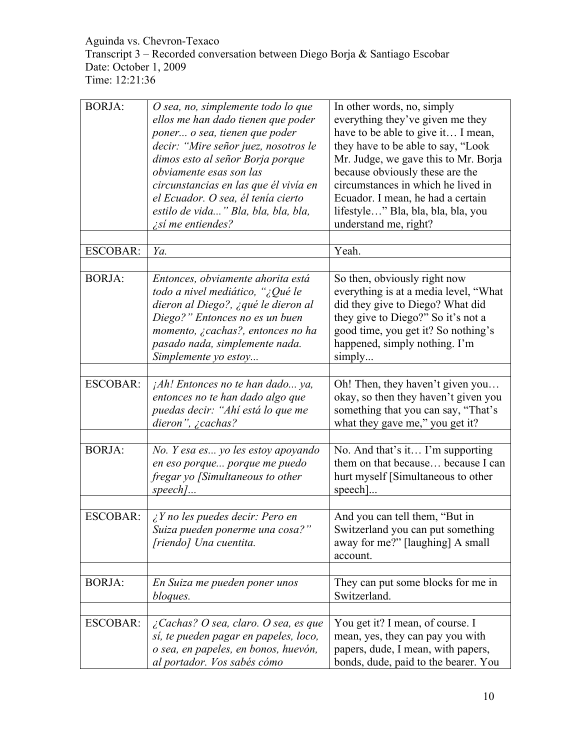Aguinda vs. Chevron-Texaco
Transcript 3 – Recorded conversation between Diego Borja & Santiago Escobar
Date: October 1, 2009
Time: 12:21:36

| | | |
|---|---|---|
| BORJA: | *O sea, no, simplemente todo lo que ellos me han dado tienen que poder poner... o sea, tienen que poder decir: "Mire señor juez, nosotros le dimos esto al señor Borja porque obviamente esas son las circunstancias en las que él vivía en el Ecuador. O sea, él tenía cierto estilo de vida..." Bla, bla, bla, bla, ¿sí me entiendes?* | In other words, no, simply everything they've given me they have to be able to give it… I mean, they have to be able to say, "Look Mr. Judge, we gave this to Mr. Borja because obviously these are the circumstances in which he lived in Ecuador. I mean, he had a certain lifestyle…" Bla, bla, bla, bla, you understand me, right? |
| | | |
| ESCOBAR: | *Ya.* | Yeah. |
| | | |
| BORJA: | *Entonces, obviamente ahorita está todo a nivel mediático, "¿Qué le dieron al Diego?, ¿qué le dieron al Diego?" Entonces no es un buen momento, ¿cachas?, entonces no ha pasado nada, simplemente nada. Simplemente yo estoy...* | So then, obviously right now everything is at a media level, "What did they give to Diego? What did they give to Diego?" So it's not a good time, you get it? So nothing's happened, simply nothing. I'm simply... |
| | | |
| ESCOBAR: | *¡Ah! Entonces no te han dado... ya, entonces no te han dado algo que puedas decir: "Ahí está lo que me dieron", ¿cachas?* | Oh! Then, they haven't given you… okay, so then they haven't given you something that you can say, "That's what they gave me," you get it? |
| | | |
| BORJA: | *No. Y esa es... yo les estoy apoyando en eso porque... porque me puedo fregar yo [Simultaneous to other speech]...* | No. And that's it… I'm supporting them on that because… because I can hurt myself [Simultaneous to other speech]... |
| | | |
| ESCOBAR: | *¿Y no les puedes decir: Pero en Suiza pueden ponerme una cosa?" [riendo] Una cuentita.* | And you can tell them, "But in Switzerland you can put something away for me?" [laughing] A small account. |
| | | |
| BORJA: | *En Suiza me pueden poner unos bloques.* | They can put some blocks for me in Switzerland. |
| | | |
| ESCOBAR: | *¿Cachas? O sea, claro. O sea, es que sí, te pueden pagar en papeles, loco, o sea, en papeles, en bonos, huevón, al portador. Vos sabés cómo* | You get it? I mean, of course. I mean, yes, they can pay you with papers, dude, I mean, with papers, bonds, dude, paid to the bearer. You |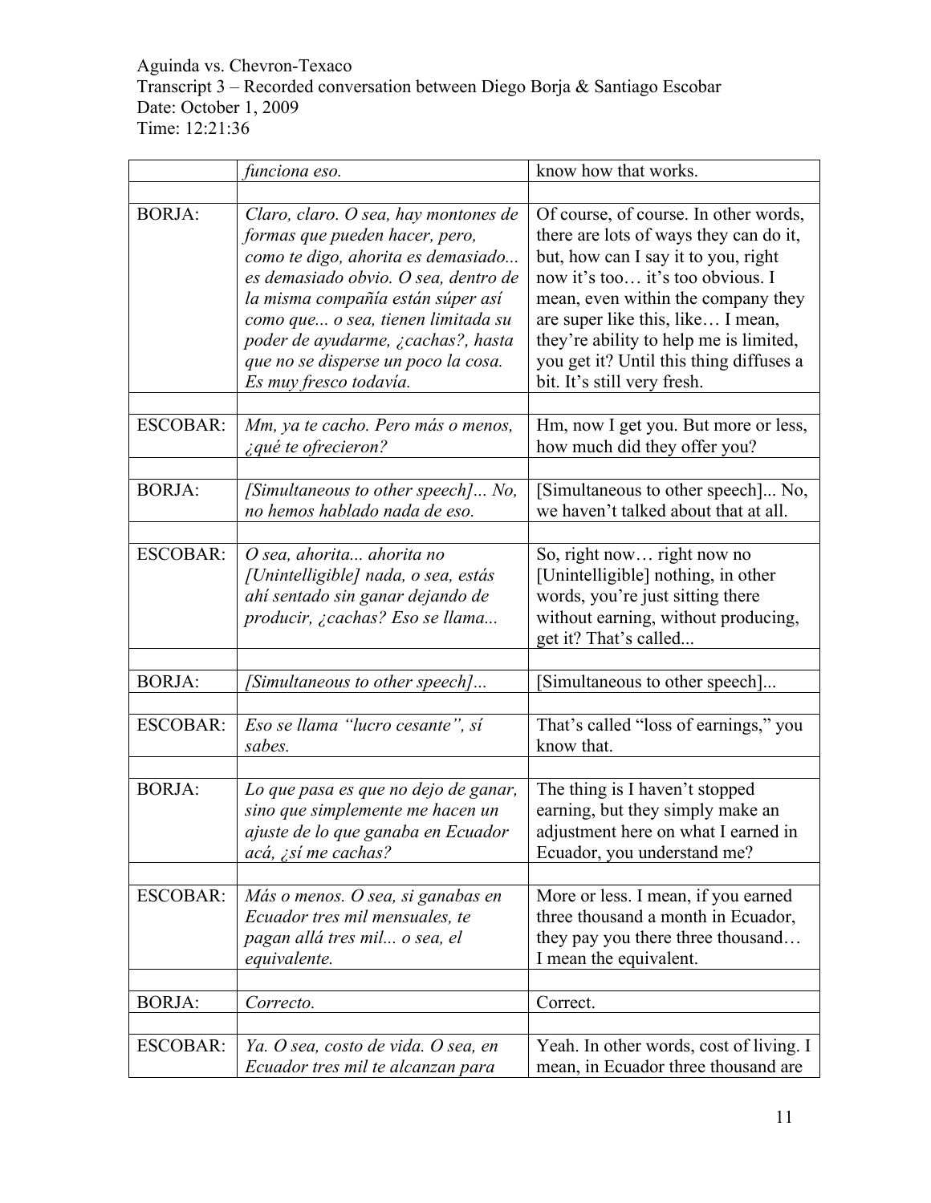| | | |
|---|---|---|
| | *funciona eso.* | know how that works. |
| | | |
| BORJA: | *Claro, claro. O sea, hay montones de formas que pueden hacer, pero, como te digo, ahorita es demasiado... es demasiado obvio. O sea, dentro de la misma compañía están súper así como que... o sea, tienen limitada su poder de ayudarme, ¿cachas?, hasta que no se disperse un poco la cosa. Es muy fresco todavía.* | Of course, of course. In other words, there are lots of ways they can do it, but, how can I say it to you, right now it's too… it's too obvious. I mean, even within the company they are super like this, like… I mean, they're ability to help me is limited, you get it? Until this thing diffuses a bit. It's still very fresh. |
| | | |
| ESCOBAR: | *Mm, ya te cacho. Pero más o menos, ¿qué te ofrecieron?* | Hm, now I get you. But more or less, how much did they offer you? |
| | | |
| BORJA: | *[Simultaneous to other speech]... No, no hemos hablado nada de eso.* | [Simultaneous to other speech]... No, we haven't talked about that at all. |
| | | |
| ESCOBAR: | *O sea, ahorita... ahorita no [Unintelligible] nada, o sea, estás ahí sentado sin ganar dejando de producir, ¿cachas? Eso se llama...* | So, right now… right now no [Unintelligible] nothing, in other words, you're just sitting there without earning, without producing, get it? That's called... |
| | | |
| BORJA: | *[Simultaneous to other speech]...* | [Simultaneous to other speech]... |
| | | |
| ESCOBAR: | *Eso se llama "lucro cesante", sí sabes.* | That's called "loss of earnings," you know that. |
| | | |
| BORJA: | *Lo que pasa es que no dejo de ganar, sino que simplemente me hacen un ajuste de lo que ganaba en Ecuador acá, ¿sí me cachas?* | The thing is I haven't stopped earning, but they simply make an adjustment here on what I earned in Ecuador, you understand me? |
| | | |
| ESCOBAR: | *Más o menos. O sea, si ganabas en Ecuador tres mil mensuales, te pagan allá tres mil... o sea, el equivalente.* | More or less. I mean, if you earned three thousand a month in Ecuador, they pay you there three thousand… I mean the equivalent. |
| | | |
| BORJA: | *Correcto.* | Correct. |
| | | |
| ESCOBAR: | *Ya. O sea, costo de vida. O sea, en Ecuador tres mil te alcanzan para* | Yeah. In other words, cost of living. I mean, in Ecuador three thousand are |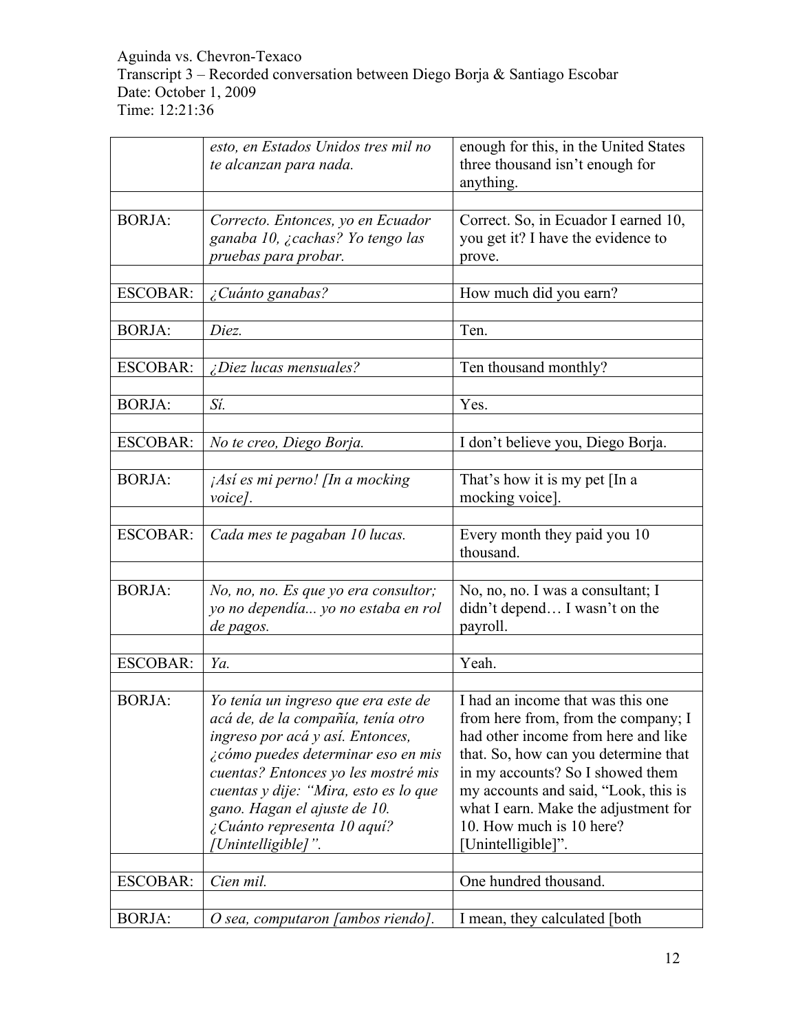| | | |
|---|---|---|
| | *esto, en Estados Unidos tres mil no te alcanzan para nada.* | enough for this, in the United States three thousand isn't enough for anything. |
| | | |
| BORJA: | *Correcto. Entonces, yo en Ecuador ganaba 10, ¿cachas? Yo tengo las pruebas para probar.* | Correct. So, in Ecuador I earned 10, you get it? I have the evidence to prove. |
| | | |
| ESCOBAR: | *¿Cuánto ganabas?* | How much did you earn? |
| | | |
| BORJA: | *Diez.* | Ten. |
| | | |
| ESCOBAR: | *¿Diez lucas mensuales?* | Ten thousand monthly? |
| | | |
| BORJA: | *Sí.* | Yes. |
| | | |
| ESCOBAR: | *No te creo, Diego Borja.* | I don't believe you, Diego Borja. |
| | | |
| BORJA: | *¡Así es mi perno! [In a mocking voice].* | That's how it is my pet [In a mocking voice]. |
| | | |
| ESCOBAR: | *Cada mes te pagaban 10 lucas.* | Every month they paid you 10 thousand. |
| | | |
| BORJA: | *No, no, no. Es que yo era consultor; yo no dependía... yo no estaba en rol de pagos.* | No, no, no. I was a consultant; I didn't depend… I wasn't on the payroll. |
| | | |
| ESCOBAR: | *Ya.* | Yeah. |
| | | |
| BORJA: | *Yo tenía un ingreso que era este de acá de, de la compañía, tenía otro ingreso por acá y así. Entonces, ¿cómo puedes determinar eso en mis cuentas? Entonces yo les mostré mis cuentas y dije: "Mira, esto es lo que gano. Hagan el ajuste de 10. ¿Cuánto representa 10 aquí? [Unintelligible]".* | I had an income that was this one from here from, from the company; I had other income from here and like that. So, how can you determine that in my accounts? So I showed them my accounts and said, "Look, this is what I earn. Make the adjustment for 10. How much is 10 here? [Unintelligible]". |
| | | |
| ESCOBAR: | *Cien mil.* | One hundred thousand. |
| | | |
| BORJA: | *O sea, computaron [ambos riendo].* | I mean, they calculated [both |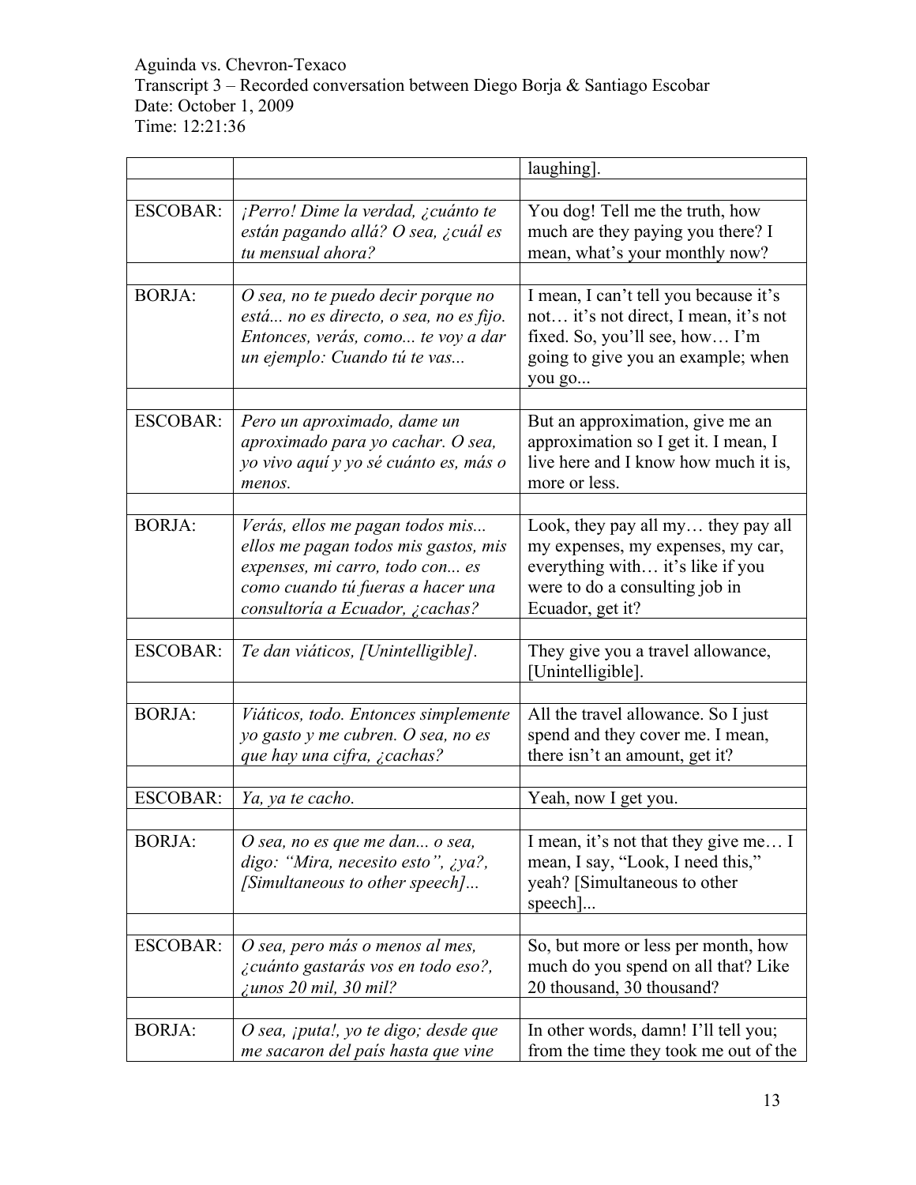| | | laughing]. |
|---|---|---|
| | | |
| ESCOBAR: | *¡Perro! Dime la verdad, ¿cuánto te están pagando allá? O sea, ¿cuál es tu mensual ahora?* | You dog! Tell me the truth, how much are they paying you there? I mean, what's your monthly now? |
| | | |
| BORJA: | *O sea, no te puedo decir porque no está... no es directo, o sea, no es fijo. Entonces, verás, como... te voy a dar un ejemplo: Cuando tú te vas...* | I mean, I can't tell you because it's not… it's not direct, I mean, it's not fixed. So, you'll see, how… I'm going to give you an example; when you go... |
| | | |
| ESCOBAR: | *Pero un aproximado, dame un aproximado para yo cachar. O sea, yo vivo aquí y yo sé cuánto es, más o menos.* | But an approximation, give me an approximation so I get it. I mean, I live here and I know how much it is, more or less. |
| | | |
| BORJA: | *Verás, ellos me pagan todos mis... ellos me pagan todos mis gastos, mis expenses, mi carro, todo con... es como cuando tú fueras a hacer una consultoría a Ecuador, ¿cachas?* | Look, they pay all my… they pay all my expenses, my expenses, my car, everything with… it's like if you were to do a consulting job in Ecuador, get it? |
| | | |
| ESCOBAR: | *Te dan viáticos, [Unintelligible].* | They give you a travel allowance, [Unintelligible]. |
| | | |
| BORJA: | *Viáticos, todo. Entonces simplemente yo gasto y me cubren. O sea, no es que hay una cifra, ¿cachas?* | All the travel allowance. So I just spend and they cover me. I mean, there isn't an amount, get it? |
| | | |
| ESCOBAR: | *Ya, ya te cacho.* | Yeah, now I get you. |
| | | |
| BORJA: | *O sea, no es que me dan... o sea, digo: "Mira, necesito esto", ¿ya?, [Simultaneous to other speech]...* | I mean, it's not that they give me… I mean, I say, "Look, I need this," yeah? [Simultaneous to other speech]... |
| | | |
| ESCOBAR: | *O sea, pero más o menos al mes, ¿cuánto gastarás vos en todo eso?, ¿unos 20 mil, 30 mil?* | So, but more or less per month, how much do you spend on all that? Like 20 thousand, 30 thousand? |
| | | |
| BORJA: | *O sea, ¡puta!, yo te digo; desde que me sacaron del país hasta que vine* | In other words, damn! I'll tell you; from the time they took me out of the |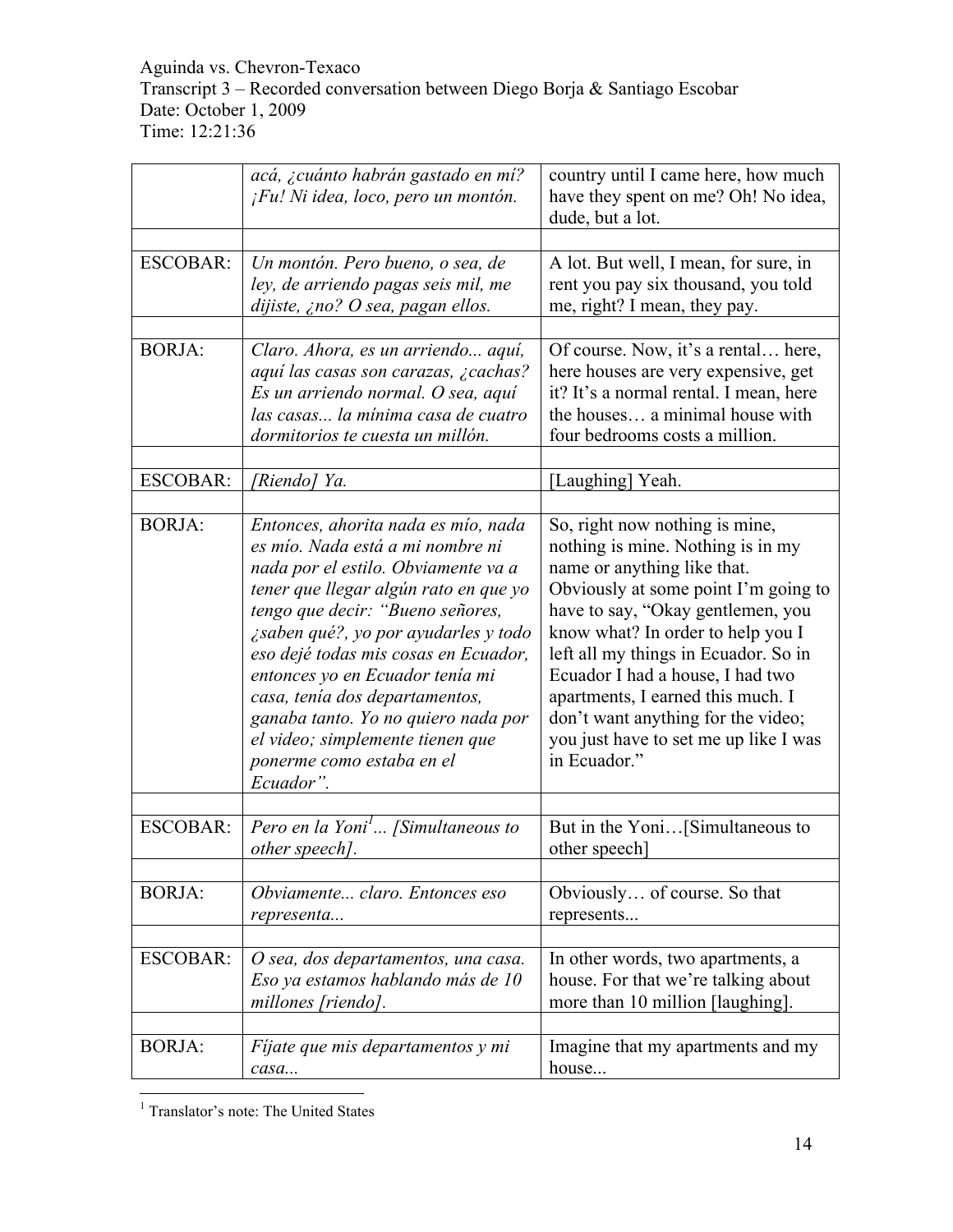| | | |
|---|---|---|
| | *acá, ¿cuánto habrán gastado en mí? ¡Fu! Ni idea, loco, pero un montón.* | country until I came here, how much have they spent on me? Oh! No idea, dude, but a lot. |
| | | |
| ESCOBAR: | *Un montón. Pero bueno, o sea, de ley, de arriendo pagas seis mil, me dijiste, ¿no? O sea, pagan ellos.* | A lot. But well, I mean, for sure, in rent you pay six thousand, you told me, right? I mean, they pay. |
| | | |
| BORJA: | *Claro. Ahora, es un arriendo... aquí, aquí las casas son carazas, ¿cachas? Es un arriendo normal. O sea, aquí las casas... la mínima casa de cuatro dormitorios te cuesta un millón.* | Of course. Now, it's a rental… here, here houses are very expensive, get it? It's a normal rental. I mean, here the houses… a minimal house with four bedrooms costs a million. |
| | | |
| ESCOBAR: | *[Riendo] Ya.* | [Laughing] Yeah. |
| | | |
| BORJA: | *Entonces, ahorita nada es mío, nada es mío. Nada está a mi nombre ni nada por el estilo. Obviamente va a tener que llegar algún rato en que yo tengo que decir: "Bueno señores, ¿saben qué?, yo por ayudarles y todo eso dejé todas mis cosas en Ecuador, entonces yo en Ecuador tenía mi casa, tenía dos departamentos, ganaba tanto. Yo no quiero nada por el video; simplemente tienen que ponerme como estaba en el Ecuador".* | So, right now nothing is mine, nothing is mine. Nothing is in my name or anything like that. Obviously at some point I'm going to have to say, "Okay gentlemen, you know what? In order to help you I left all my things in Ecuador. So in Ecuador I had a house, I had two apartments, I earned this much. I don't want anything for the video; you just have to set me up like I was in Ecuador." |
| | | |
| ESCOBAR: | *Pero en la Yoni[1]... [Simultaneous to other speech].* | But in the Yoni…[Simultaneous to other speech] |
| | | |
| BORJA: | *Obviamente... claro. Entonces eso representa...* | Obviously… of course. So that represents... |
| | | |
| ESCOBAR: | *O sea, dos departamentos, una casa. Eso ya estamos hablando más de 10 millones [riendo].* | In other words, two apartments, a house. For that we're talking about more than 10 million [laughing]. |
| | | |
| BORJA: | *Fíjate que mis departamentos y mi casa...* | Imagine that my apartments and my house... |

[1] Translator's note: The United States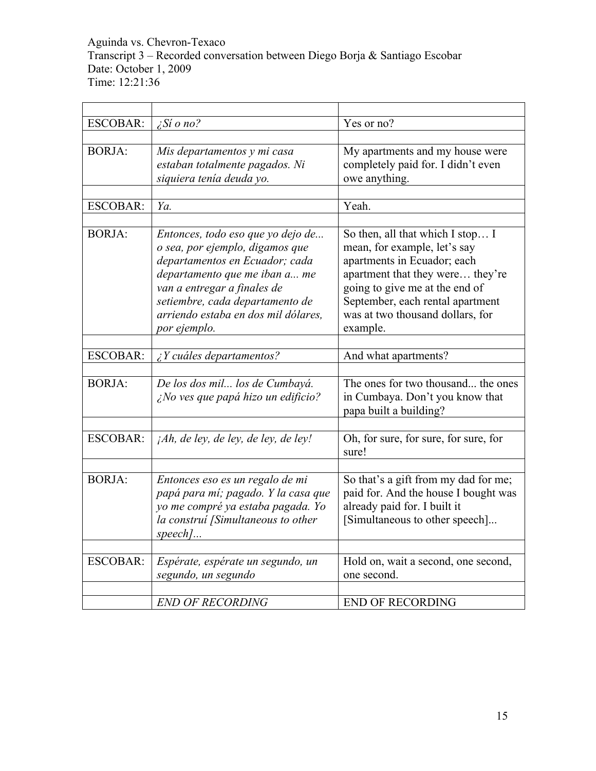Aguinda vs. Chevron-Texaco
Transcript 3 – Recorded conversation between Diego Borja & Santiago Escobar
Date: October 1, 2009
Time: 12:21:36

| | | |
|---|---|---|
| ESCOBAR: | *¿Sí o no?* | Yes or no? |
| | | |
| BORJA: | *Mis departamentos y mi casa estaban totalmente pagados. Ni siquiera tenía deuda yo.* | My apartments and my house were completely paid for. I didn't even owe anything. |
| | | |
| ESCOBAR: | *Ya.* | Yeah. |
| | | |
| BORJA: | *Entonces, todo eso que yo dejo de... o sea, por ejemplo, digamos que departamentos en Ecuador; cada departamento que me iban a... me van a entregar a finales de setiembre, cada departamento de arriendo estaba en dos mil dólares, por ejemplo.* | So then, all that which I stop… I mean, for example, let's say apartments in Ecuador; each apartment that they were… they're going to give me at the end of September, each rental apartment was at two thousand dollars, for example. |
| | | |
| ESCOBAR: | *¿Y cuáles departamentos?* | And what apartments? |
| | | |
| BORJA: | *De los dos mil... los de Cumbayá. ¿No ves que papá hizo un edificio?* | The ones for two thousand... the ones in Cumbaya. Don't you know that papa built a building? |
| | | |
| ESCOBAR: | *¡Ah, de ley, de ley, de ley, de ley!* | Oh, for sure, for sure, for sure, for sure! |
| | | |
| BORJA: | *Entonces eso es un regalo de mi papá para mí; pagado. Y la casa que yo me compré ya estaba pagada. Yo la construí [Simultaneous to other speech]...* | So that's a gift from my dad for me; paid for. And the house I bought was already paid for. I built it [Simultaneous to other speech]... |
| | | |
| ESCOBAR: | *Espérate, espérate un segundo, un segundo, un segundo* | Hold on, wait a second, one second, one second. |
| | | |
| | *END OF RECORDING* | END OF RECORDING |